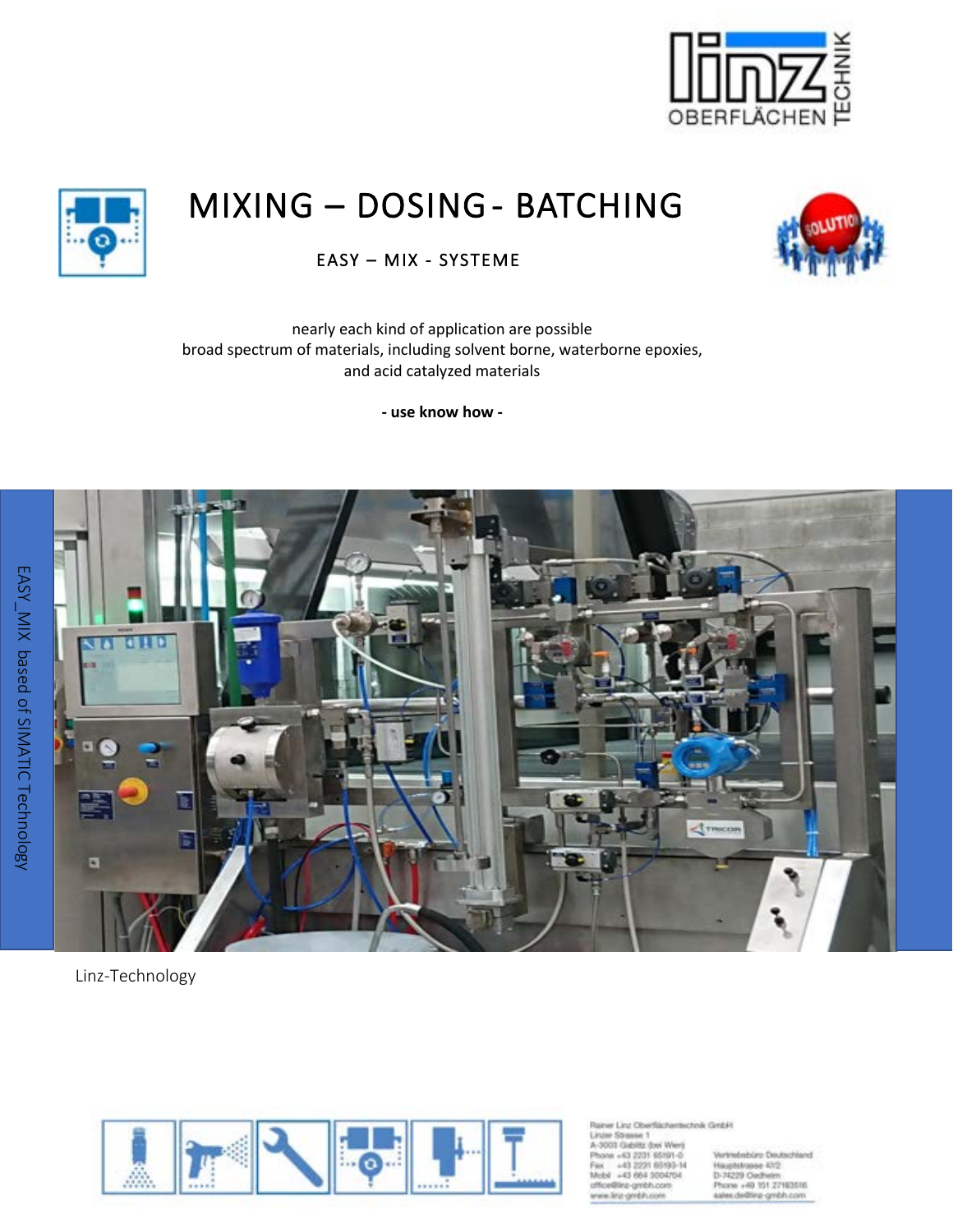# MIXING – DOSING - BATCHING

## EASY – MIX - SYSTEME

nearly each kind of application are possible
broad spectrum of materials, including solvent borne, waterborne epoxies, and acid catalyzed materials

**- use know how -**

EASY_MIX based of SIMATIC Technology

Linz-Technology

Rainer Linz Oberflächentechnik GmbH
Linzer Strasse 1
A-3003 Gablitz (bei Wien)
Phone +43 2231 65191-0
Fax +43 2231 65193-14
Mobil +43 664 3004704
office@linz-gmbh.com
www.linz-gmbh.com

Vertriebsbüro Deutschland
Hauptstrasse 43/2
D-74229 Oedheim
Phone +49 151 27183516
sales.de@linz-gmbh.com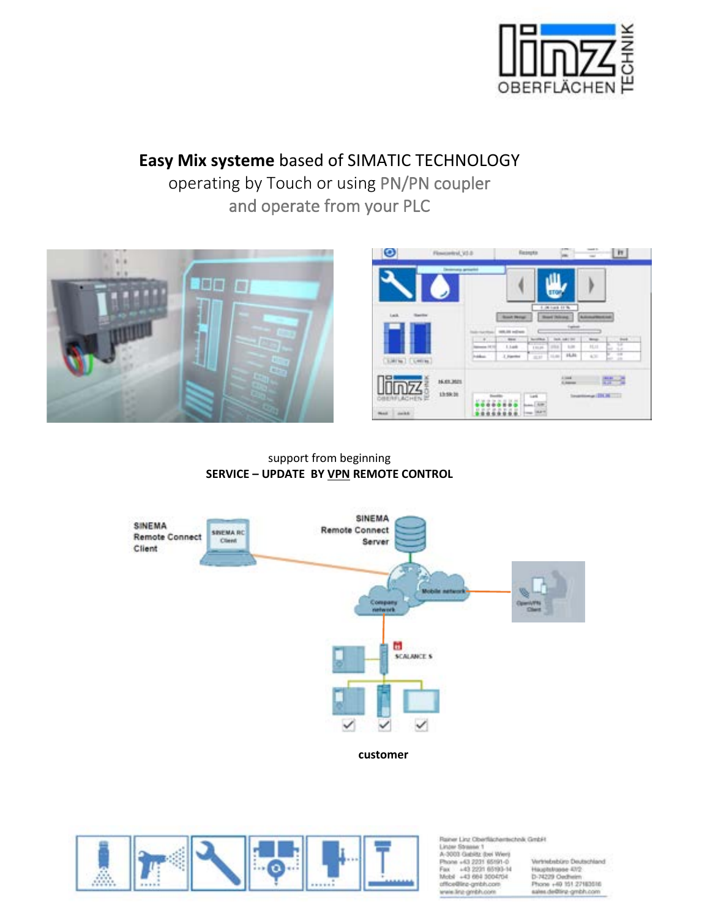**Easy Mix systeme** based of SIMATIC TECHNOLOGY
operating by Touch or using PN/PN coupler
and operate from your PLC

support from beginning
**SERVICE – UPDATE BY VPN REMOTE CONTROL**

SINEMA Remote Connect Client

SINEMA Remote Connect Server

Company network

Mobile network

OpenVPN Client

SCALANCE S

**customer**

Rainer Linz Oberflächentechnik GmbH
Linzer Strasse 1
A-3003 Gablitz (bei Wien)
Phone +43 2231 65191-0
Fax +43 2231 65193-14
Mobil +43 664 3004704
office@linz-gmbh.com
www.linz-gmbh.com

Vertriebsbüro Deutschland
Hauptstrasse 43/2
D-74229 Oedheim
Phone +49 151 27183516
sales.de@linz-gmbh.com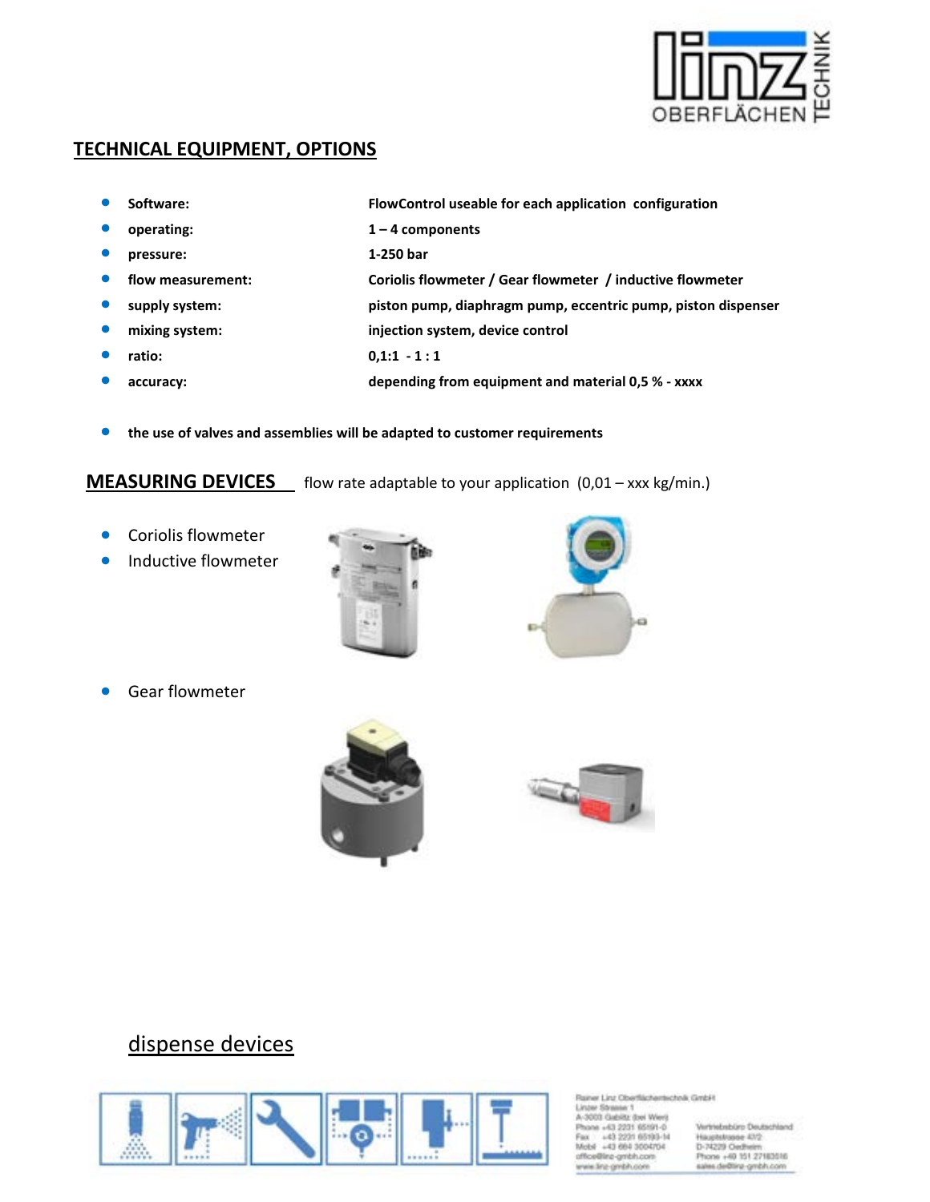## TECHNICAL EQUIPMENT, OPTIONS

- **Software:** **FlowControl useable for each application configuration**
- **operating:** **1 – 4 components**
- **pressure:** **1-250 bar**
- **flow measurement:** **Coriolis flowmeter / Gear flowmeter / inductive flowmeter**
- **supply system:** **piston pump, diaphragm pump, eccentric pump, piston dispenser**
- **mixing system:** **injection system, device control**
- **ratio:** **0,1:1 - 1 : 1**
- **accuracy:** **depending from equipment and material 0,5 % - xxxx**

- **the use of valves and assemblies will be adapted to customer requirements**

## MEASURING DEVICES

flow rate adaptable to your application (0,01 – xxx kg/min.)

- Coriolis flowmeter
- Inductive flowmeter

- Gear flowmeter

## dispense devices

Rainer Linz Oberflächentechnik GmbH
Linzer Strasse 1
A-3003 Gablitz (bei Wien)
Phone +43 2231 65191-0
Fax +43 2231 65193-14
Mobil +43 664 3004704
office@linz-gmbh.com
www.linz-gmbh.com

Vertriebsbüro Deutschland
Hauptstrasse 43/2
D-74229 Oedheim
Phone +49 151 27183516
sales.de@linz-gmbh.com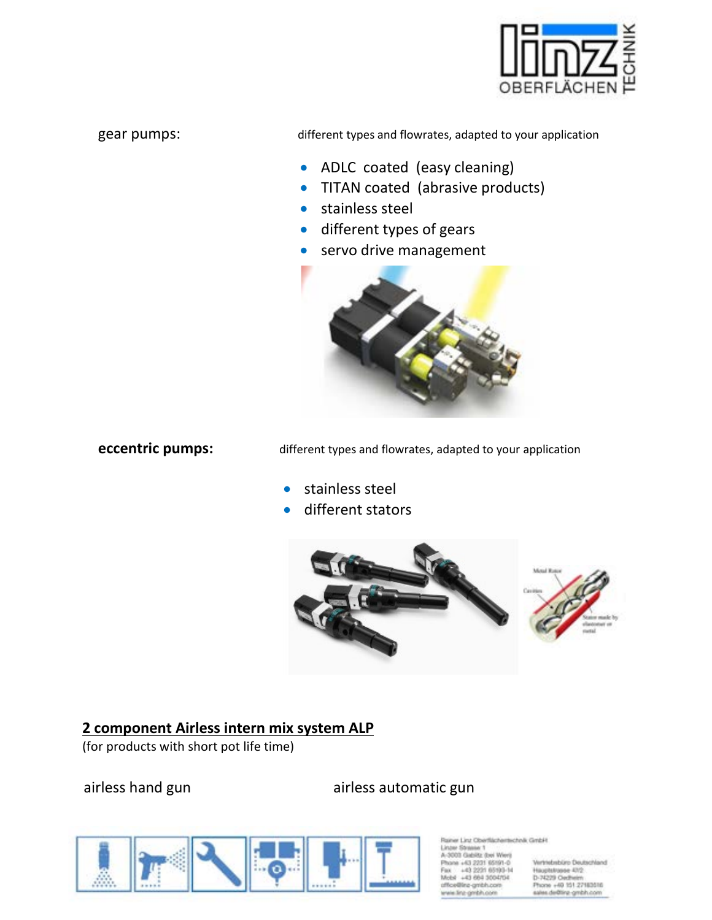gear pumps: different types and flowrates, adapted to your application

- ADLC coated (easy cleaning)
- TITAN coated (abrasive products)
- stainless steel
- different types of gears
- servo drive management

**eccentric pumps:** different types and flowrates, adapted to your application

- stainless steel
- different stators

## 2 component Airless intern mix system ALP

(for products with short pot life time)

airless hand gun

airless automatic gun

Rainer Linz Oberflächentechnik GmbH
Linzer Strasse 1
A-3003 Gablitz (bei Wien)
Phone +43 2231 65191-0
Fax +43 2231 65193-14
Mobil +43 664 3004704
office@linz-gmbh.com
www.linz-gmbh.com

Vertriebsbüro Deutschland
Hauptstrasse 43/2
D-74229 Oedheim
Phone +49 151 27183516
sales.de@linz-gmbh.com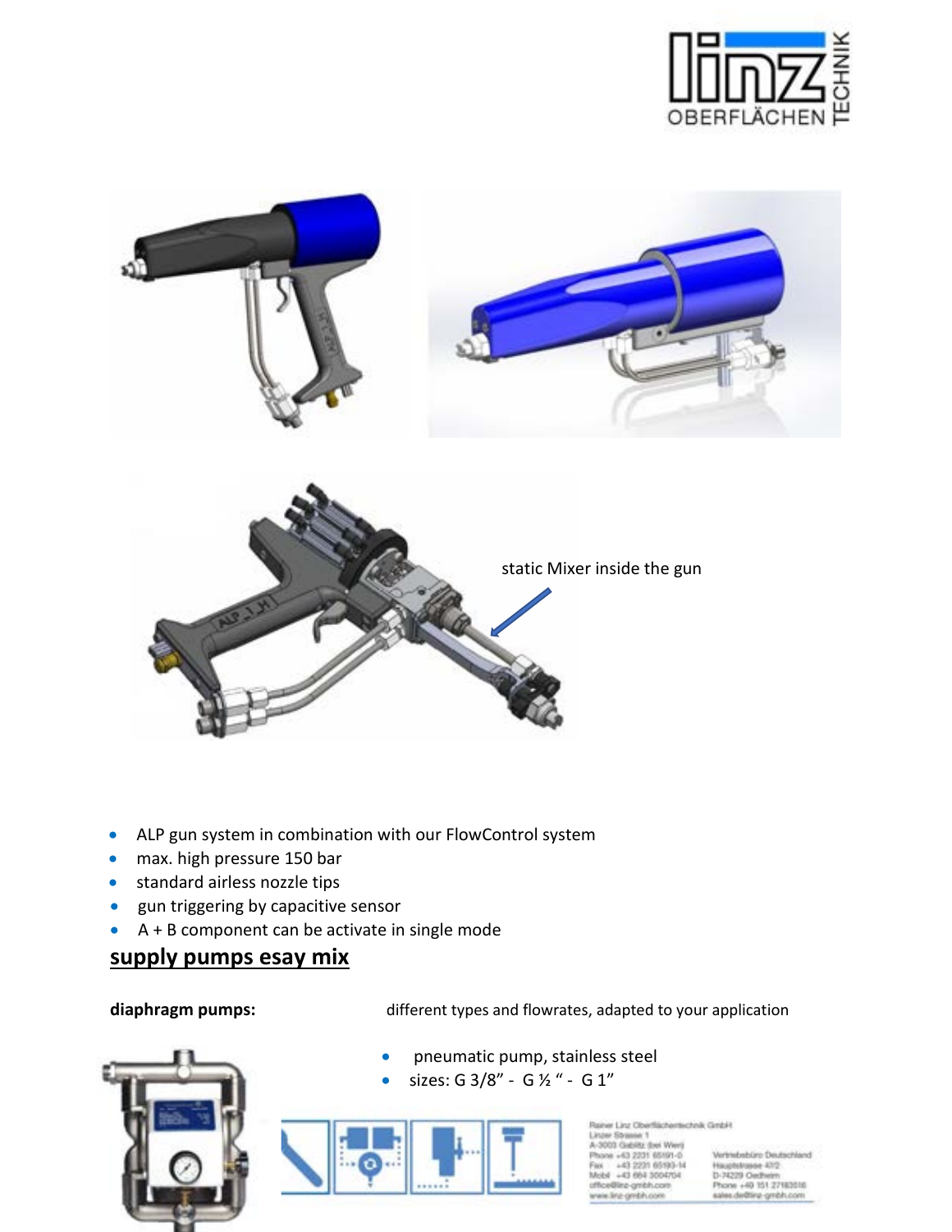static Mixer inside the gun

- ALP gun system in combination with our FlowControl system
- max. high pressure 150 bar
- standard airless nozzle tips
- gun triggering by capacitive sensor
- A + B component can be activate in single mode

## supply pumps esay mix

**diaphragm pumps:** different types and flowrates, adapted to your application

- pneumatic pump, stainless steel
- sizes: G 3/8" - G ½ " - G 1"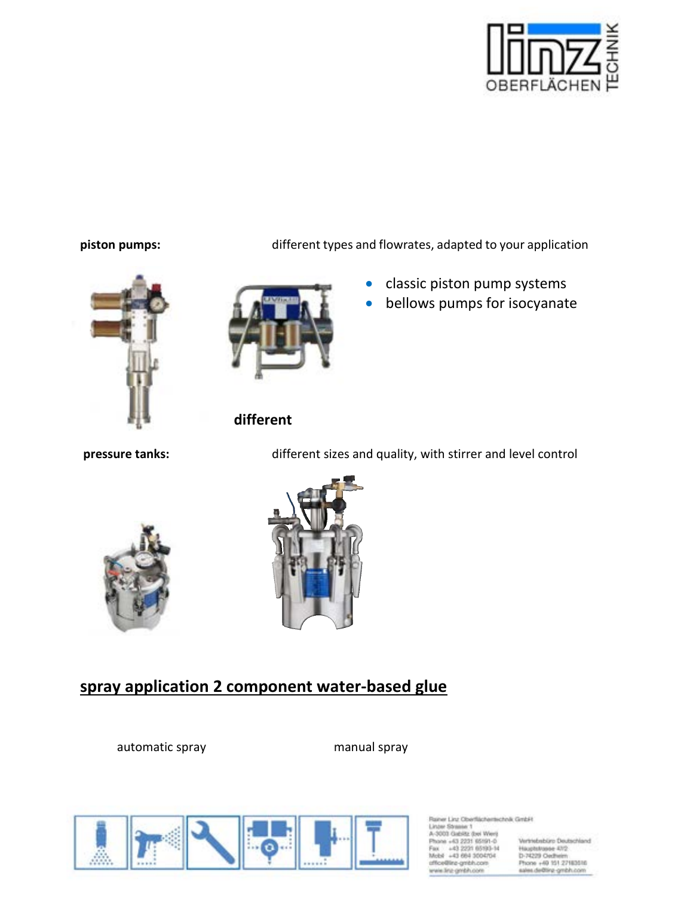**piston pumps:** different types and flowrates, adapted to your application

- classic piston pump systems
- bellows pumps for isocyanate

**different**

**pressure tanks:** different sizes and quality, with stirrer and level control

## spray application 2 component water-based glue

automatic spray

manual spray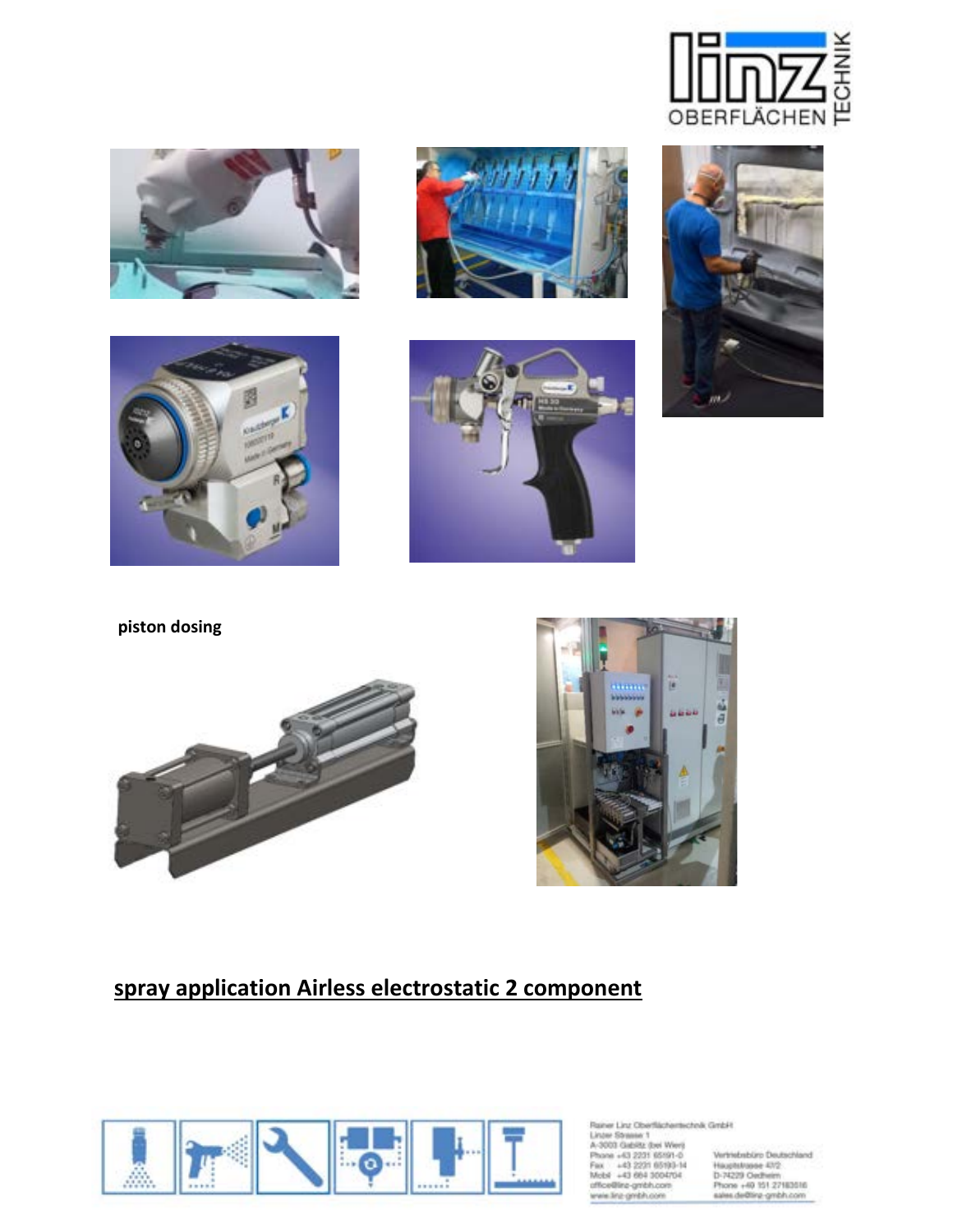piston dosing

## spray application Airless electrostatic 2 component

Rainer Linz Oberflächentechnik GmbH
Linzer Strasse 1
A-3003 Gablitz (bei Wien)
Phone +43 2231 65191-0
Fax +43 2231 65193-14
Mobil +43 664 3004704
office@linz-gmbh.com
www.linz-gmbh.com

Vertriebsbüro Deutschland
Hauptstrasse 43/2
D-74229 Oedheim
Phone +49 151 27183516
sales.de@linz-gmbh.com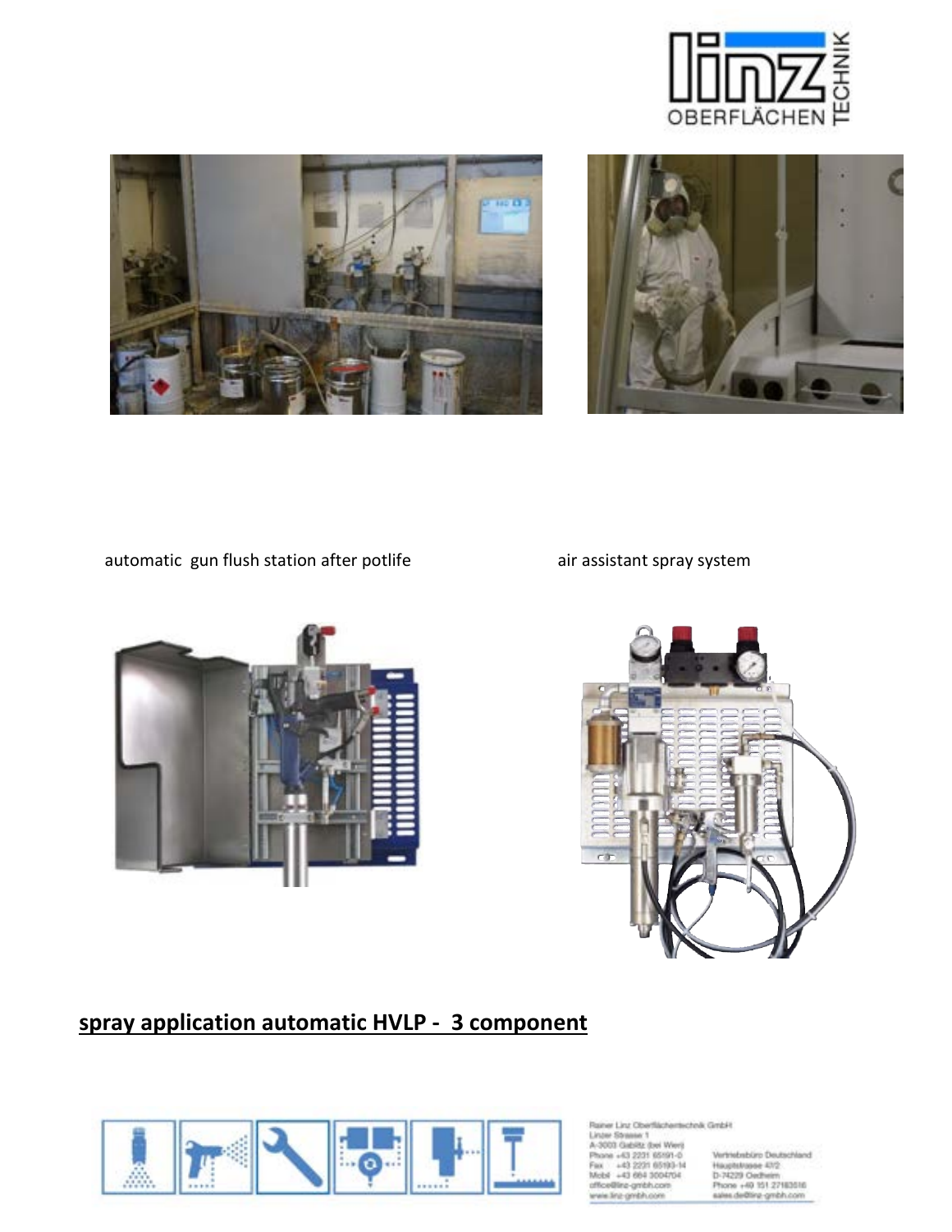automatic gun flush station after potlife

air assistant spray system

## spray application automatic HVLP - 3 component

Rainer Linz Oberflächentechnik GmbH
Linzer Strasse 1
A-3003 Gablitz (bei Wien)
Phone +43 2231 65191-0
Fax +43 2231 65193-14
Mobil +43 664 3004704
office@linz-gmbh.com
www.linz-gmbh.com

Vertriebsbüro Deutschland
Hauptstrasse 43/2
D-74229 Oedheim
Phone +49 151 27183516
sales.de@linz-gmbh.com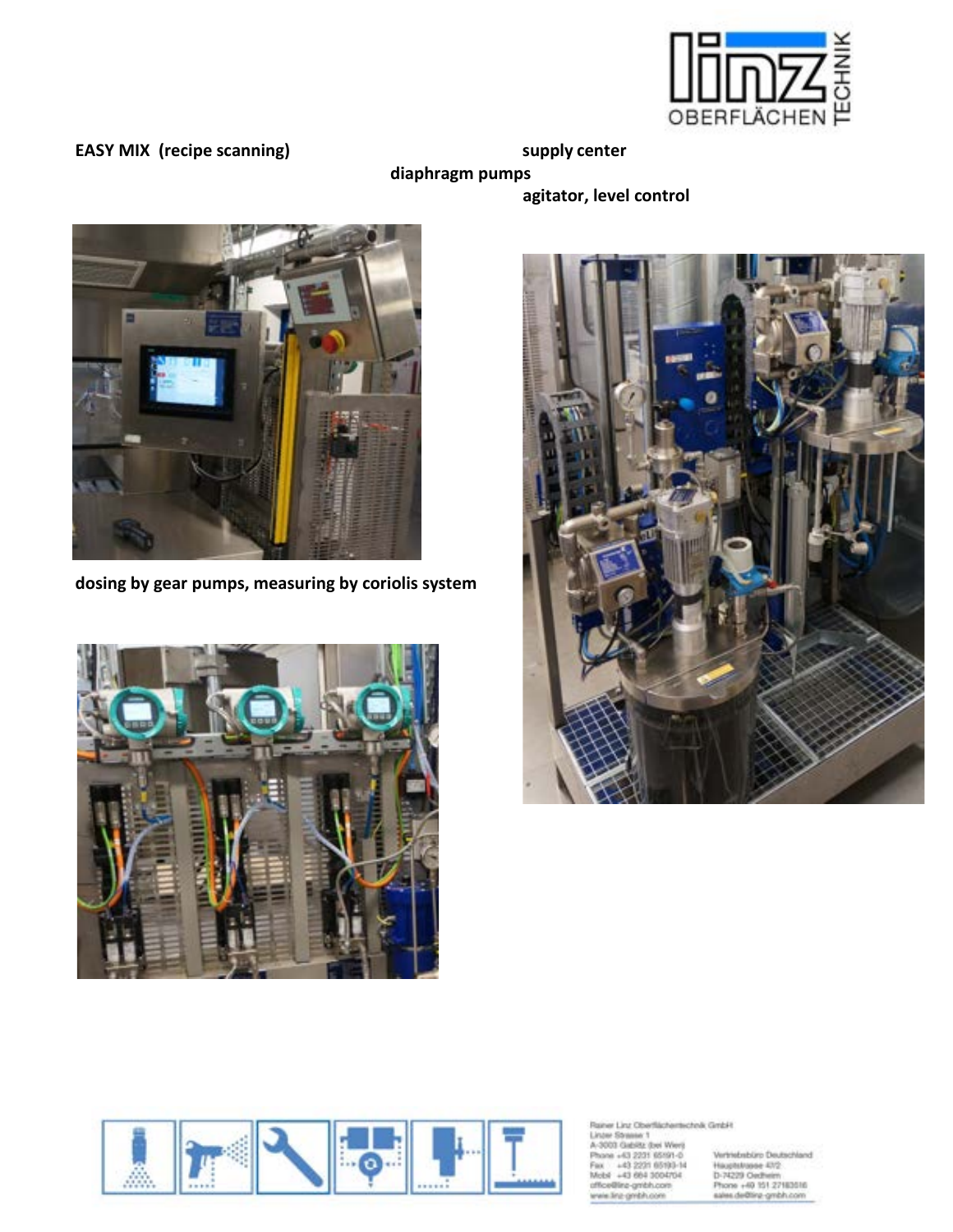**EASY MIX (recipe scanning)**

**supply center**

**diaphragm pumps**

**agitator, level control**

**dosing by gear pumps, measuring by coriolis system**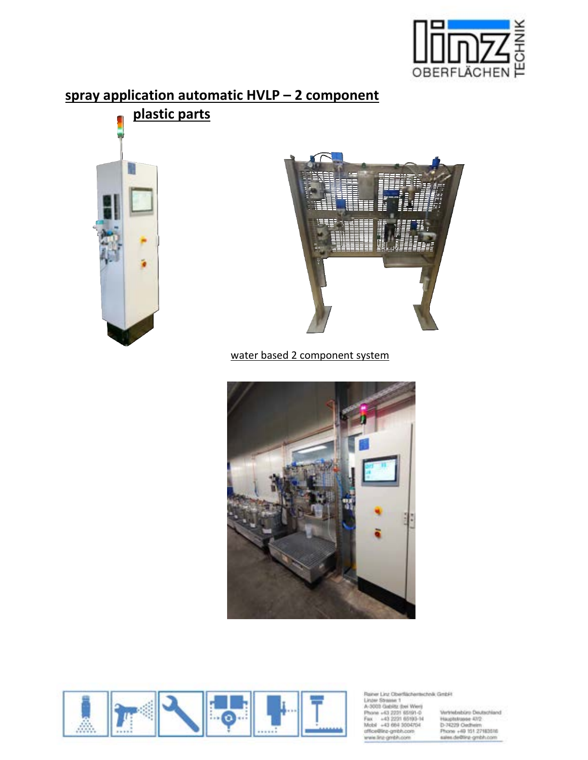## spray application automatic HVLP – 2 component plastic parts

water based 2 component system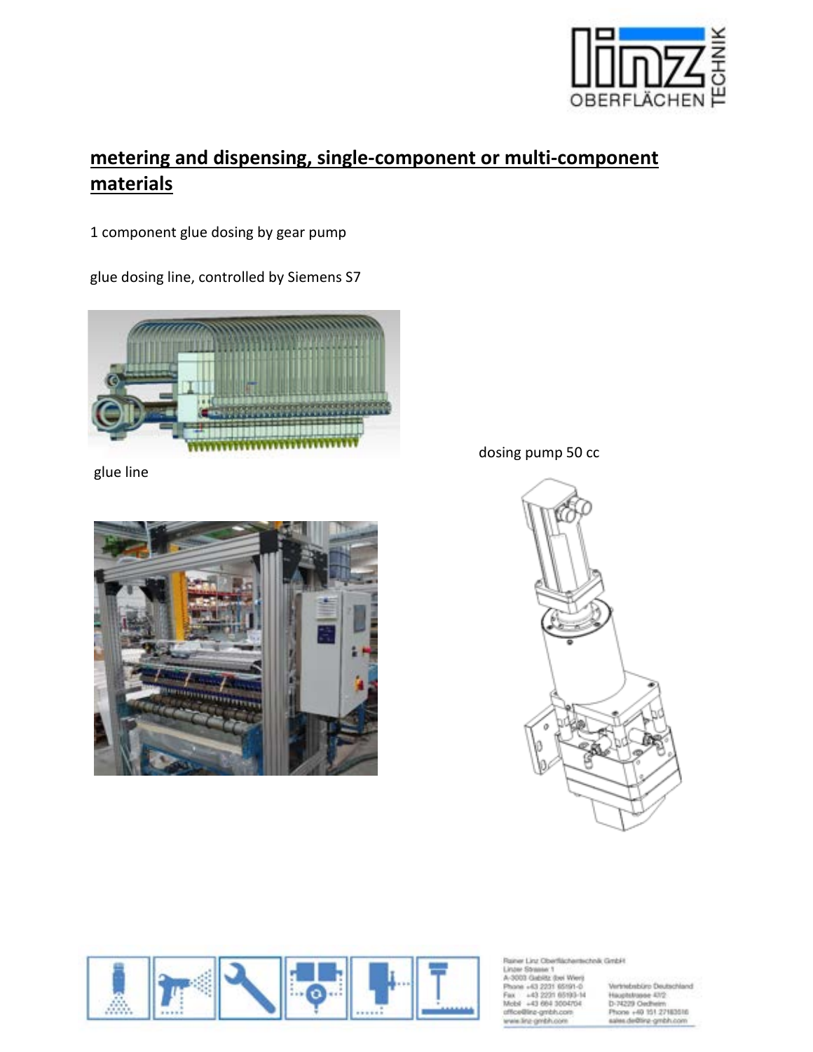## metering and dispensing, single-component or multi-component materials

1 component glue dosing by gear pump

glue dosing line, controlled by Siemens S7

glue line

dosing pump 50 cc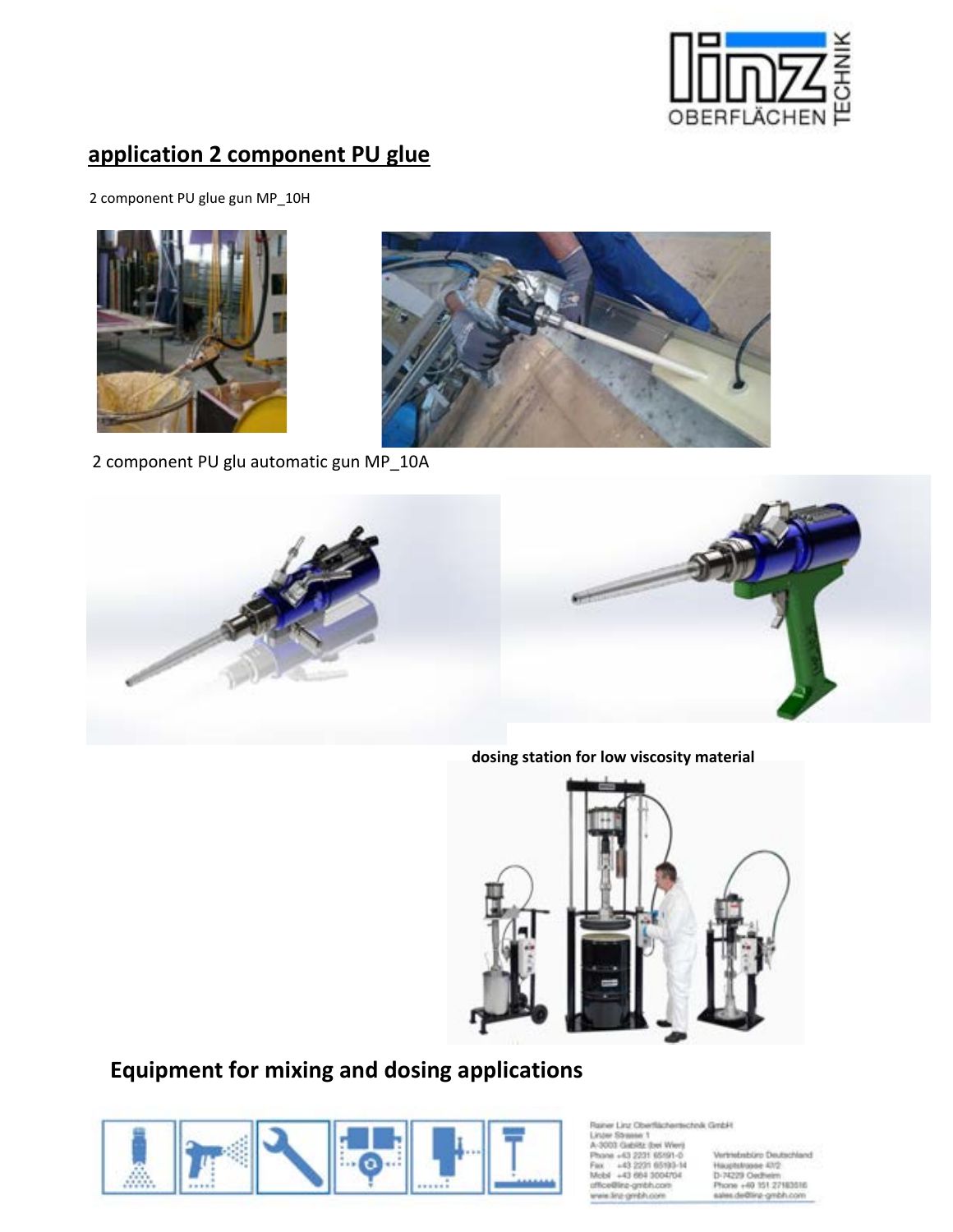## application 2 component PU glue

2 component PU glue gun MP_10H

2 component PU glu automatic gun MP_10A

**dosing station for low viscosity material**

## Equipment for mixing and dosing applications

Rainer Linz Oberflächentechnik GmbH
Linzer Strasse 1
A-3003 Gablitz (bei Wien)
Phone +43 2231 65191-0
Fax +43 2231 65193-14
Mobil +43 664 3004704
office@linz-gmbh.com
www.linz-gmbh.com

Vertriebsbüro Deutschland
Hauptstrasse 43/2
D-74229 Oedheim
Phone +49 151 27183516
sales.de@linz-gmbh.com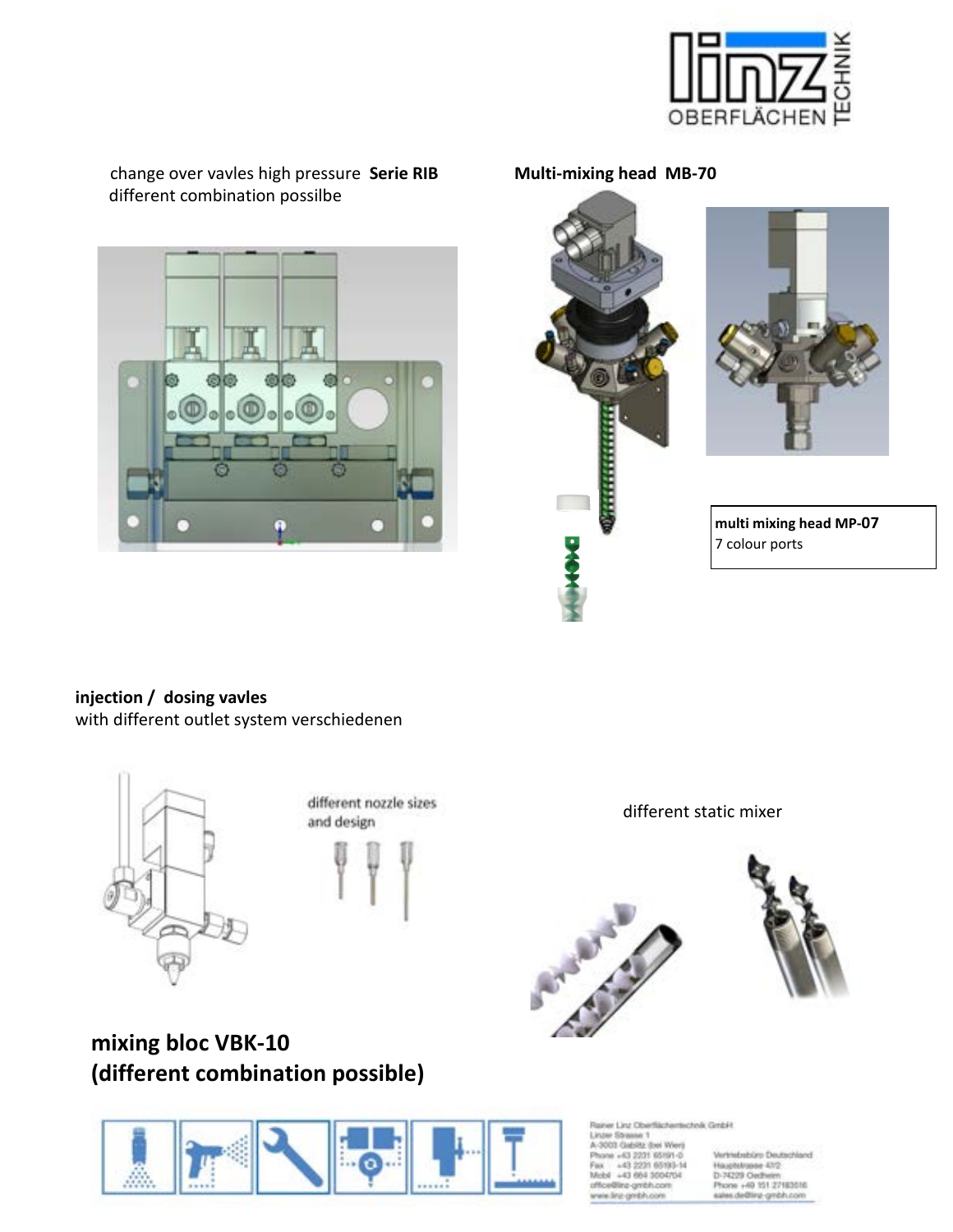change over vavles high pressure **Serie RIB**
different combination possilbe

**Multi-mixing head MB-70**

**multi mixing head MP-07**
7 colour ports

**injection / dosing vavles**
with different outlet system verschiedenen

different nozzle sizes and design

different static mixer

## mixing bloc VBK-10 (different combination possible)

Rainer Linz Oberflächentechnik GmbH
Linzer Strasse 1
A-3003 Gablitz (bei Wien)
Phone +43 2231 65191-0
Fax +43 2231 65193-14
Mobil +43 664 3004704
office@linz-gmbh.com
www.linz-gmbh.com

Vertriebsbüro Deutschland
Hauptstrasse 43/2
D-74229 Oedheim
Phone +49 151 27183516
sales.de@linz-gmbh.com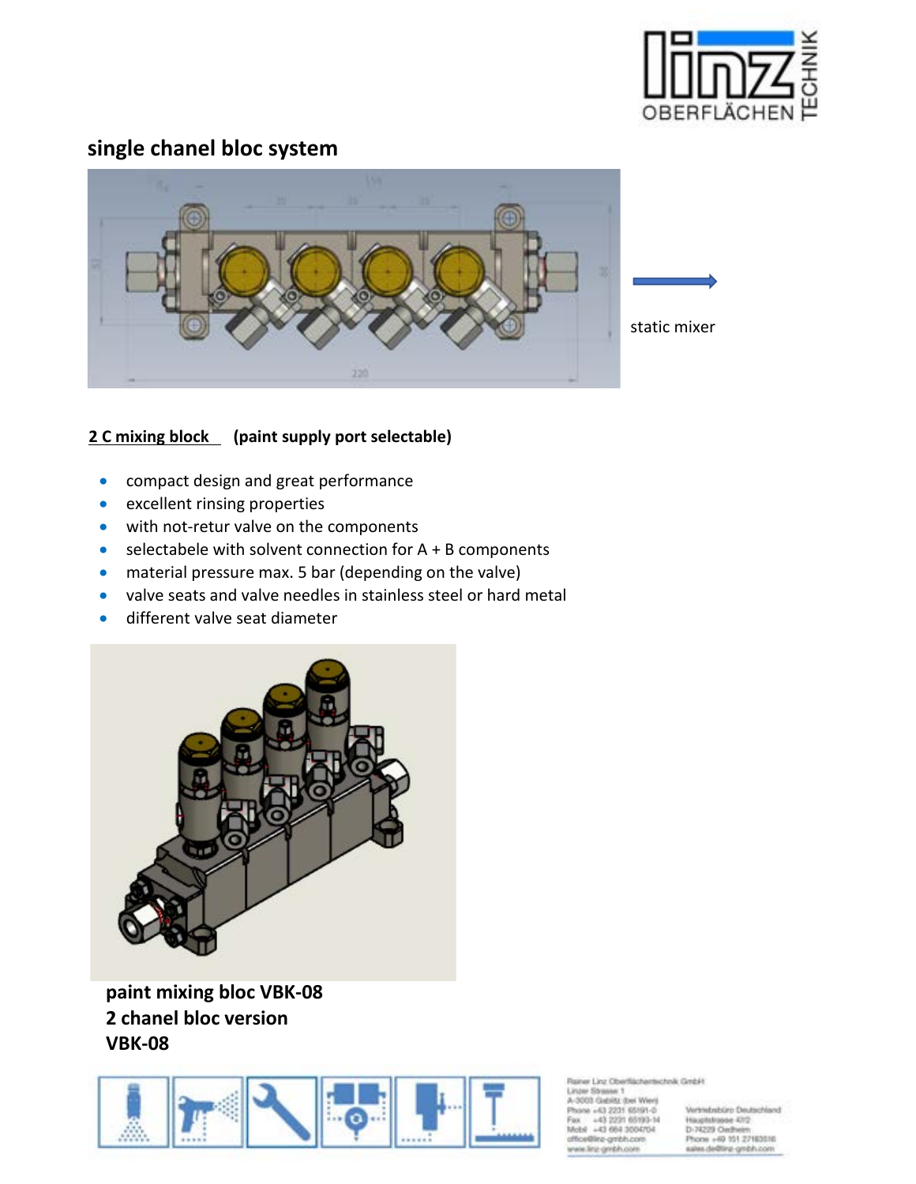## single chanel bloc system

static mixer

**2 C mixing block** **(paint supply port selectable)**

- compact design and great performance
- excellent rinsing properties
- with not-retur valve on the components
- selectabele with solvent connection for A + B components
- material pressure max. 5 bar (depending on the valve)
- valve seats and valve needles in stainless steel or hard metal
- different valve seat diameter

**paint mixing bloc VBK-08**
**2 chanel bloc version**
**VBK-08**

Rainer Linz Oberflächentechnik GmbH
Linzer Strasse 1
A-3003 Gablitz (bei Wien)
Phone +43 2231 65191-0
Fax +43 2231 65193-14
Mobil +43 664 3004704
office@linz-gmbh.com
www.linz-gmbh.com

Vertriebsbüro Deutschland
Hauptstrasse 43/2
D-74229 Oedheim
Phone +49 151 27183516
sales.de@linz-gmbh.com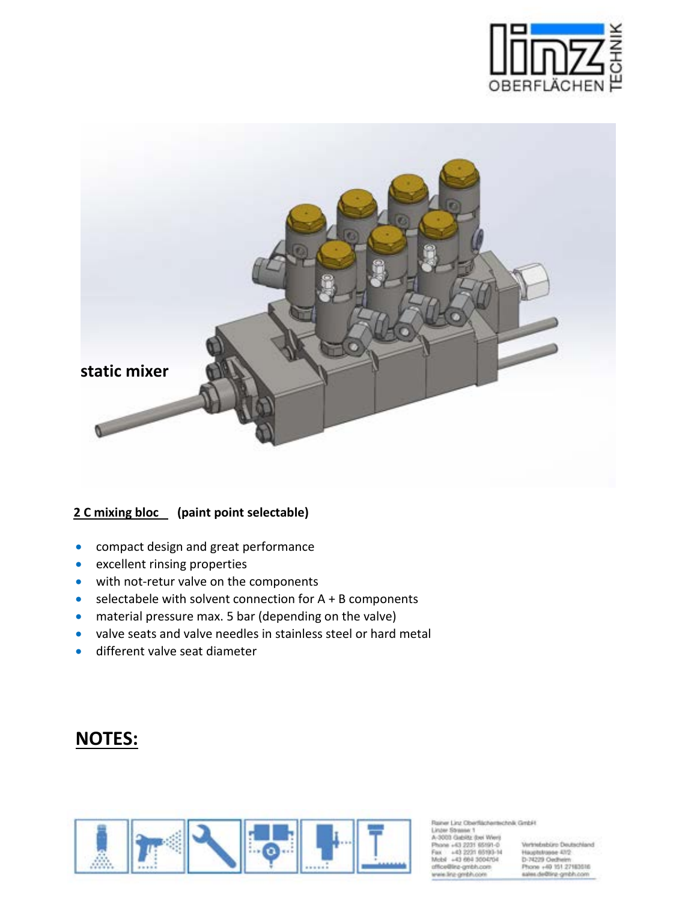static mixer

**<u>2 C mixing bloc</u> (paint point selectable)**

- compact design and great performance
- excellent rinsing properties
- with not-retur valve on the components
- selectabele with solvent connection for A + B components
- material pressure max. 5 bar (depending on the valve)
- valve seats and valve needles in stainless steel or hard metal
- different valve seat diameter

## <u>NOTES:</u>

Rainer Linz Oberflächentechnik GmbH
Linzer Strasse 1
A-3003 Gablitz (bei Wien)
Phone +43 2231 65191-0
Fax +43 2231 65193-14
Mobil +43 664 3004704
office@linz-gmbh.com
www.linz-gmbh.com

Vertriebsbüro Deutschland
Hauptstrasse 43/2
D-74229 Oedheim
Phone +49 151 27183516
sales.de@linz-gmbh.com